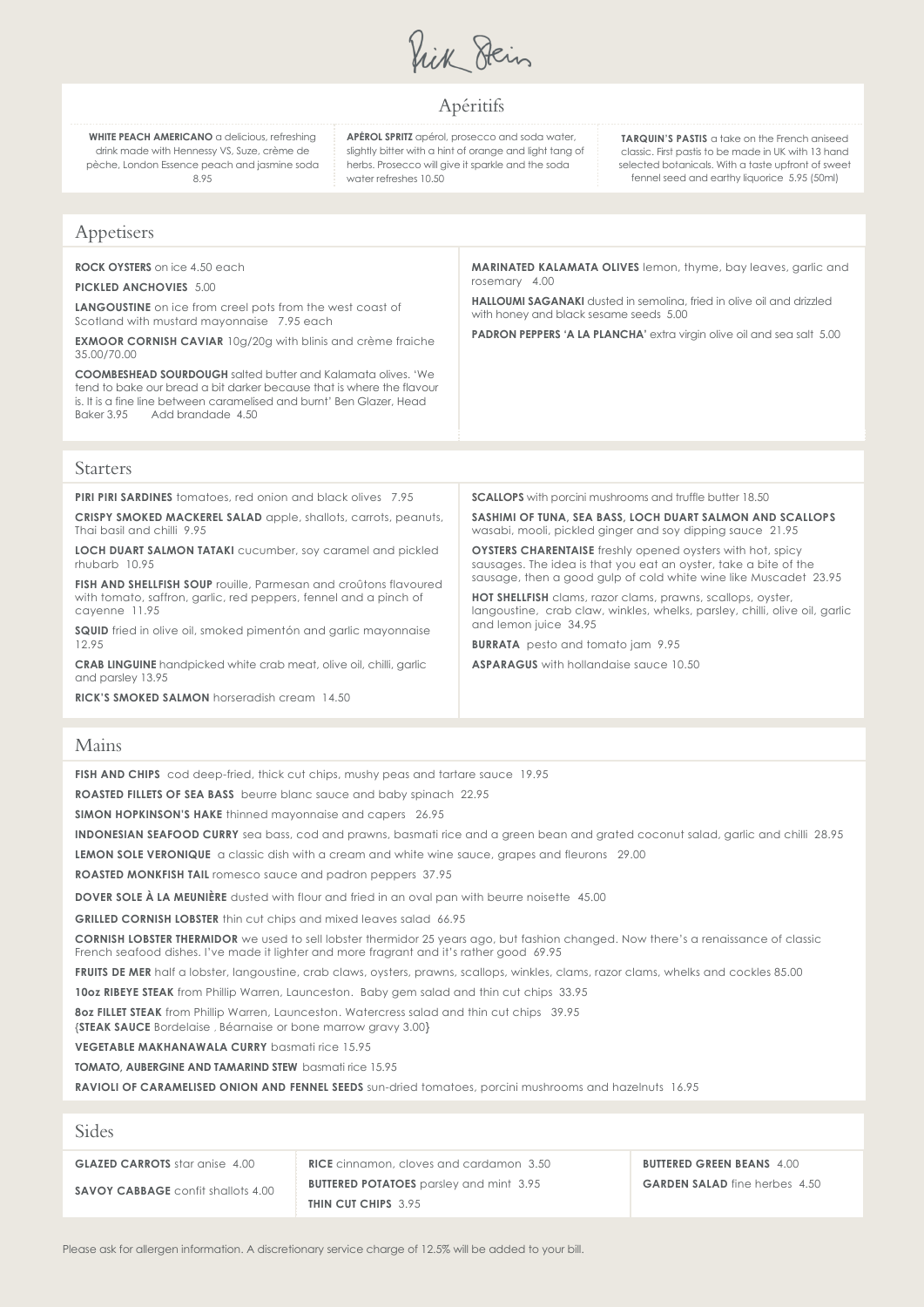Rick Stein

## Apéritifs

**WHITE PEACH AMERICANO** a delicious, refreshing drink made with Hennessy VS, Suze, crème de pèche, London Essence peach and jasmine soda 8.95

**APÉROL SPRITZ** apérol, prosecco and soda water, slightly bitter with a hint of orange and light tang of herbs. Prosecco will give it sparkle and the soda water refreshes 10.50

**TARQUIN'S PASTIS** a take on the French aniseed classic. First pastis to be made in UK with 13 hand selected botanicals. With a taste upfront of sweet fennel seed and earthy liquorice 5.95 (50ml)

## Appetisers

**ROCK OYSTERS** on ice 4.50 each

**PICKLED ANCHOVIES** 5.00

**LANGOUSTINE** on ice from creel pots from the west coast of Scotland with mustard mayonnaise 7.95 each

**EXMOOR CORNISH CAVIAR** 10g/20g with blinis and crème fraiche 35.00/70.00

**COOMBESHEAD SOURDOUGH** salted butter and Kalamata olives. 'We tend to bake our bread a bit darker because that is where the flavour is. It is a fine line between caramelised and burnt' Ben Glazer, Head Baker 3.95 Add brandade 4.50

**MARINATED KALAMATA OLIVES** lemon, thyme, bay leaves, garlic and rosemary 4.00

**HALLOUMI SAGANAKI** dusted in semolina, fried in olive oil and drizzled with honey and black sesame seeds 5.00

**PADRON PEPPERS 'A LA PLANCHA'** extra virgin olive oil and sea salt 5.00

## Starters

**PIRI PIRI SARDINES** tomatoes, red onion and black olives 7.95

**CRISPY SMOKED MACKEREL SALAD** apple, shallots, carrots, peanuts, Thai basil and chilli 9.95

**LOCH DUART SALMON TATAKI** cucumber, soy caramel and pickled rhubarb 10.95

**FISH AND SHELLFISH SOUP** rouille, Parmesan and croûtons flavoured with tomato, saffron, garlic, red peppers, fennel and a pinch of cayenne 11.95

**SQUID** fried in olive oil, smoked pimentón and garlic mayonnaise 12.95

**CRAB LINGUINE** handpicked white crab meat, olive oil, chilli, garlic and parsley 13.95

**RICK'S SMOKED SALMON** horseradish cream 14.50

**SCALLOPS** with porcini mushrooms and truffle butter 18.50

**SASHIMI OF TUNA, SEA BASS, LOCH DUART SALMON AND SCALLOPS** wasabi, mooli, pickled ginger and soy dipping sauce 21.95

**OYSTERS CHARENTAISE** freshly opened oysters with hot, spicy sausages. The idea is that you eat an oyster, take a bite of the sausage, then a good gulp of cold white wine like Muscadet 23.95

**HOT SHELLFISH** clams, razor clams, prawns, scallops, oyster, langoustine, crab claw, winkles, whelks, parsley, chilli, olive oil, garlic and lemon juice 34.95

**BURRATA** pesto and tomato jam 9.95

**ASPARAGUS** with hollandaise sauce 10.50

## Mains

**FISH AND CHIPS** cod deep-fried, thick cut chips, mushy peas and tartare sauce 19.95

**ROASTED FILLETS OF SEA BASS** beurre blanc sauce and baby spinach 22.95

**SIMON HOPKINSON'S HAKE** thinned mayonnaise and capers 26.95

**INDONESIAN SEAFOOD CURRY** sea bass, cod and prawns, basmati rice and a green bean and grated coconut salad, garlic and chilli 28.95

**LEMON SOLE VERONIQUE** a classic dish with a cream and white wine sauce, grapes and fleurons 29.00

**ROASTED MONKFISH TAIL** romesco sauce and padron peppers 37.95

**DOVER SOLE À LA MEUNIÈRE** dusted with flour and fried in an oval pan with beurre noisette 45.00

**GRILLED CORNISH LOBSTER** thin cut chips and mixed leaves salad 66.95

**CORNISH LOBSTER THERMIDOR** we used to sell lobster thermidor 25 years ago, but fashion changed. Now there's a renaissance of classic French seafood dishes. I've made it lighter and more fragrant and it's rather good 69.95

**FRUITS DE MER** half a lobster, langoustine, crab claws, oysters, prawns, scallops, winkles, clams, razor clams, whelks and cockles 85.00

**10oz RIBEYE STEAK** from Phillip Warren, Launceston. Baby gem salad and thin cut chips 33.95

**8oz FILLET STEAK** from Phillip Warren, Launceston. Watercress salad and thin cut chips 39.95
{**STEAK SAUCE** Bordelaise , Béarnaise or bone marrow gravy 3.00}

**VEGETABLE MAKHANAWALA CURRY** basmati rice 15.95

**TOMATO, AUBERGINE AND TAMARIND STEW** basmati rice 15.95

**RAVIOLI OF CARAMELISED ONION AND FENNEL SEEDS** sun-dried tomatoes, porcini mushrooms and hazelnuts 16.95

## Sides

**GLAZED CARROTS** star anise 4.00

**SAVOY CABBAGE** confit shallots 4.00

**RICE** cinnamon, cloves and cardamon 3.50

**BUTTERED POTATOES** parsley and mint 3.95

**THIN CUT CHIPS** 3.95

**BUTTERED GREEN BEANS** 4.00

**GARDEN SALAD** fine herbes 4.50

Please ask for allergen information. A discretionary service charge of 12.5% will be added to your bill.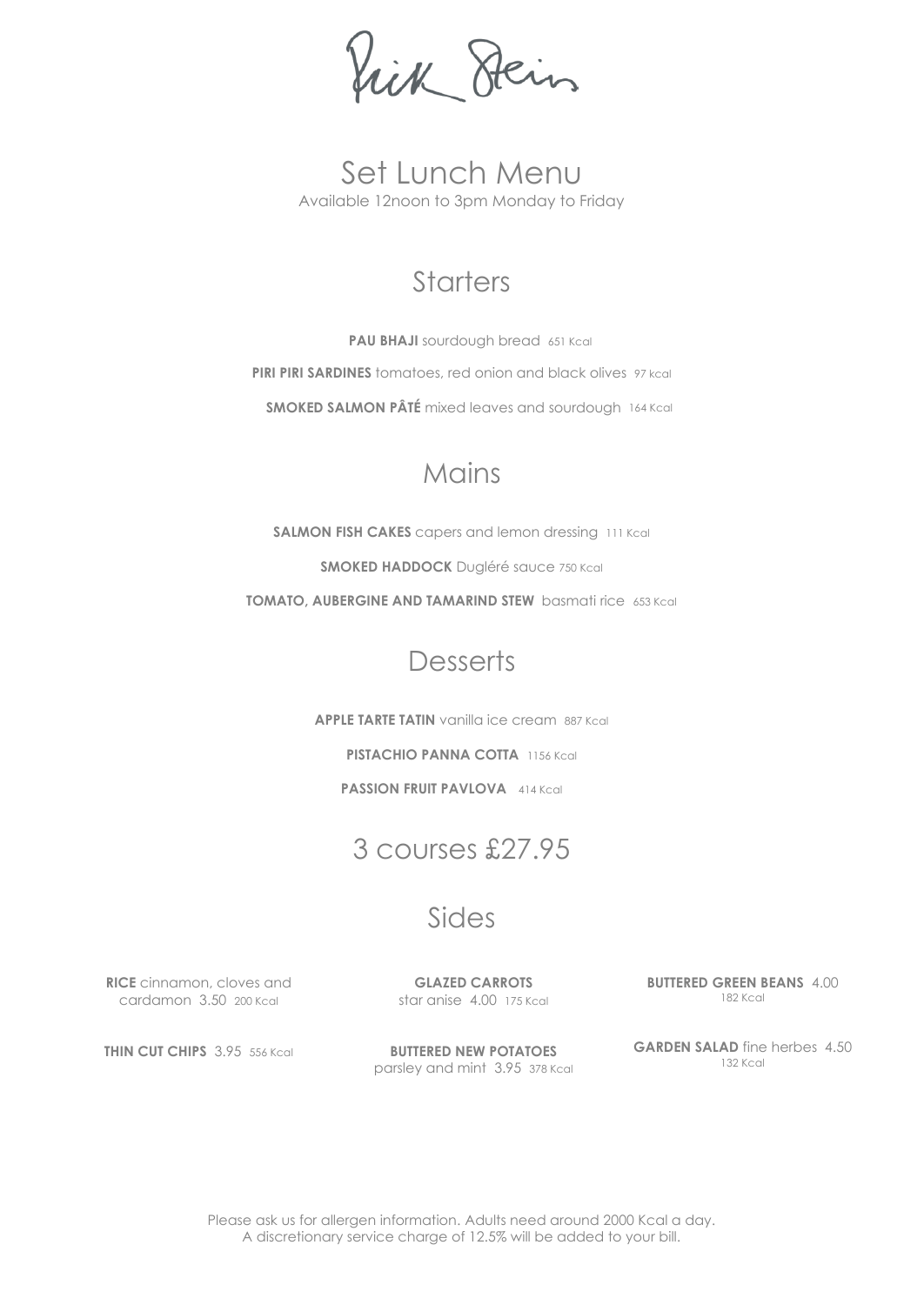Rick Stein

# Set Lunch Menu

Available 12noon to 3pm Monday to Friday

## Starters

**PAU BHAJI** sourdough bread 651 Kcal

**PIRI PIRI SARDINES** tomatoes, red onion and black olives 97 kcal

**SMOKED SALMON PÂTÉ** mixed leaves and sourdough 164 Kcal

## Mains

**SALMON FISH CAKES** capers and lemon dressing 111 Kcal

**SMOKED HADDOCK** Dugléré sauce 750 Kcal

**TOMATO, AUBERGINE AND TAMARIND STEW** basmati rice 653 Kcal

## Desserts

**APPLE TARTE TATIN** vanilla ice cream 887 Kcal

**PISTACHIO PANNA COTTA** 1156 Kcal

**PASSION FRUIT PAVLOVA** 414 Kcal

## 3 courses £27.95

## Sides

**RICE** cinnamon, cloves and cardamon 3.50 200 Kcal

**GLAZED CARROTS** star anise 4.00 175 Kcal

**BUTTERED GREEN BEANS** 4.00 182 Kcal

**THIN CUT CHIPS** 3.95 556 Kcal

**BUTTERED NEW POTATOES** parsley and mint 3.95 378 Kcal

**GARDEN SALAD** fine herbes 4.50 132 Kcal

Please ask us for allergen information. Adults need around 2000 Kcal a day.
A discretionary service charge of 12.5% will be added to your bill.